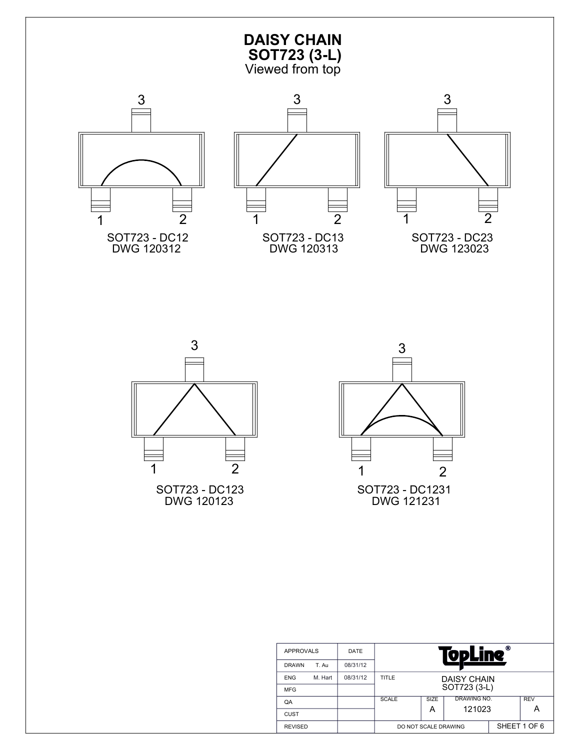# DAISY CHAIN
## SOT723 (3-L)
Viewed from top

3

1 2

SOT723 - DC12
DWG 120312

3

1 2

SOT723 - DC13
DWG 120313

3

1 2

SOT723 - DC23
DWG 123023

3

1 2

SOT723 - DC123
DWG 120123

3

1 2

SOT723 - DC1231
DWG 121231

| APPROVALS | | DATE | TopLine® | | | |
|---|---|---|---|---|---|---|
| DRAWN | T. Au | 08/31/12 | | | | |
| ENG | M. Hart | 08/31/12 | TITLE | DAISY CHAIN SOT723 (3-L) | | |
| MFG | | | | | | |
| QA | | | SCALE | SIZE A | DRAWING NO. 121023 | REV A |
| CUST | | | | | | |
| REVISED | | | DO NOT SCALE DRAWING | | SHEET 1 OF 6 | |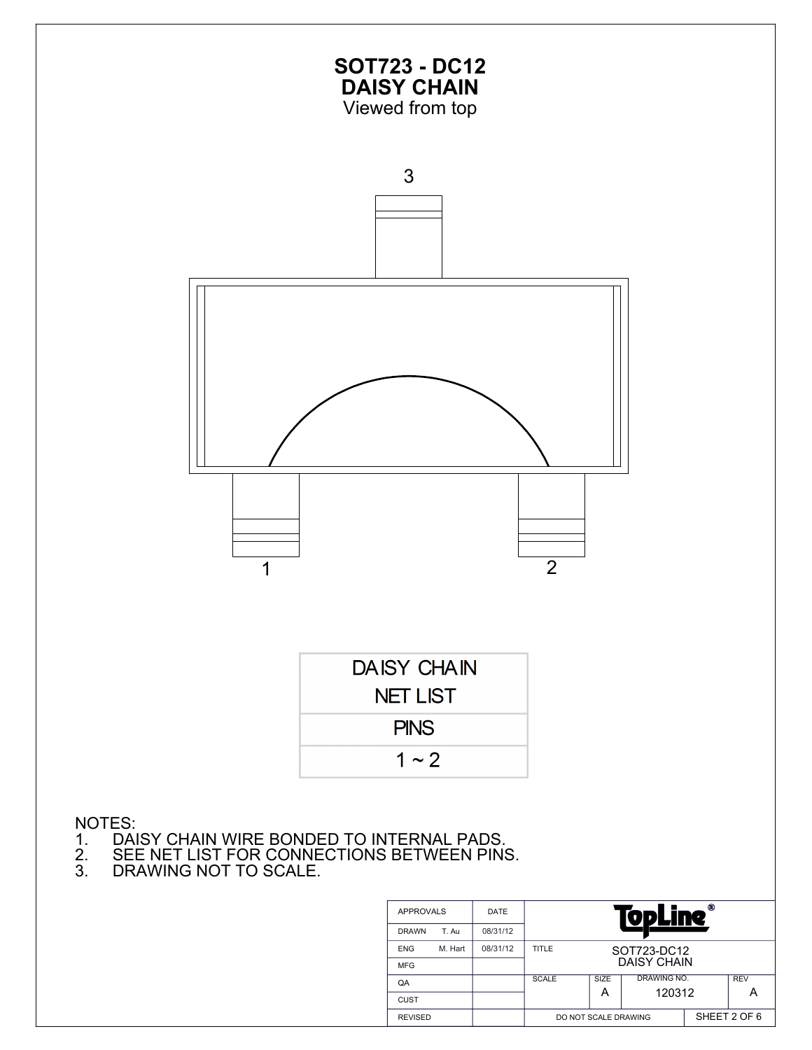# SOT723 - DC12
## DAISY CHAIN
Viewed from top

3

1

2

| DAISY CHAIN NET LIST |
| --- |
| PINS |
| 1 ~ 2 |

NOTES:
1. DAISY CHAIN WIRE BONDED TO INTERNAL PADS.
2. SEE NET LIST FOR CONNECTIONS BETWEEN PINS.
3. DRAWING NOT TO SCALE.

| APPROVALS | | DATE | TopLine® | | | |
| --- | --- | --- | --- | --- | --- | --- |
| DRAWN | T. Au | 08/31/12 | | | | |
| ENG | M. Hart | 08/31/12 | TITLE | SOT723-DC12 DAISY CHAIN | | |
| MFG | | | | | | |
| QA | | | SCALE | SIZE A | DRAWING NO. 120312 | REV A |
| CUST | | | | | | |
| REVISED | | | DO NOT SCALE DRAWING | | SHEET 2 OF 6 | |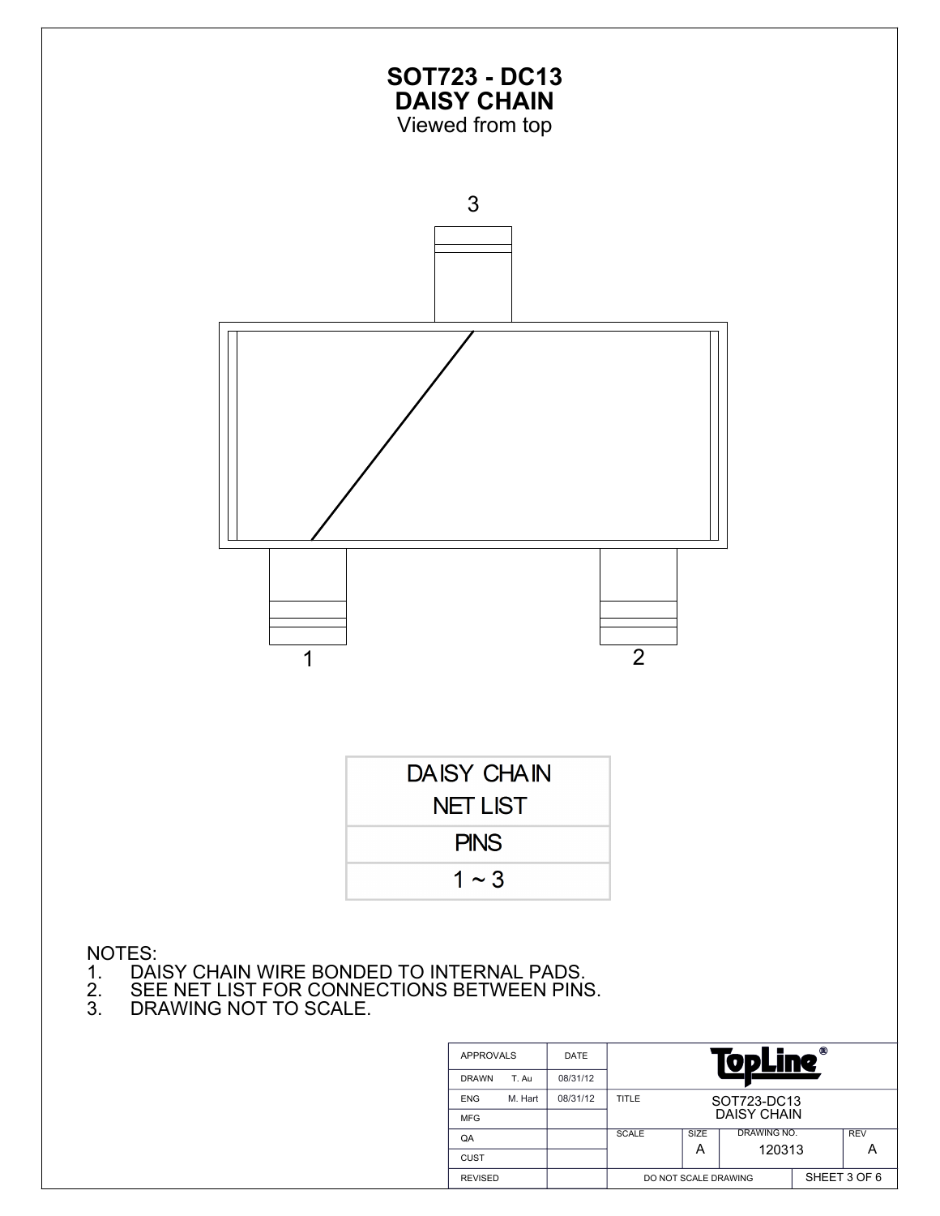# SOT723 - DC13
## DAISY CHAIN
Viewed from top

3

1

2

| DAISY CHAIN NET LIST |
| --- |
| PINS |
| 1 ~ 3 |

NOTES:
1. DAISY CHAIN WIRE BONDED TO INTERNAL PADS.
2. SEE NET LIST FOR CONNECTIONS BETWEEN PINS.
3. DRAWING NOT TO SCALE.

| APPROVALS | | DATE | TopLine® | | | |
| --- | --- | --- | --- | --- | --- | --- |
| DRAWN | T. Au | 08/31/12 | | | | |
| ENG | M. Hart | 08/31/12 | TITLE | SOT723-DC13 DAISY CHAIN | | |
| MFG | | | | | | |
| QA | | | SCALE | SIZE A | DRAWING NO. 120313 | REV A |
| CUST | | | | | | |
| REVISED | | | DO NOT SCALE DRAWING | | SHEET 3 OF 6 | |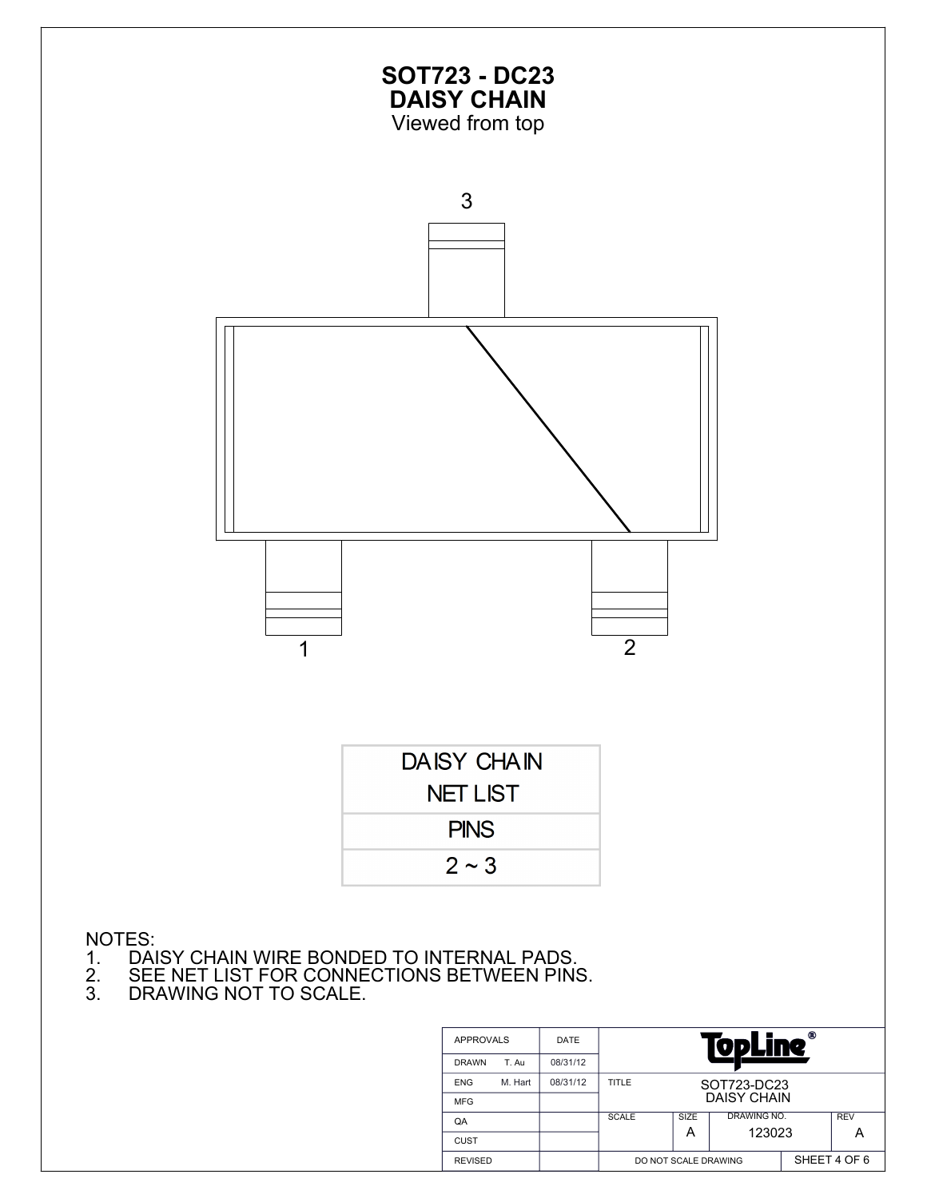# SOT723 - DC23
## DAISY CHAIN
Viewed from top

3

1

2

| DAISY CHAIN NET LIST |
|---|
| PINS |
| 2 ~ 3 |

NOTES:
1. DAISY CHAIN WIRE BONDED TO INTERNAL PADS.
2. SEE NET LIST FOR CONNECTIONS BETWEEN PINS.
3. DRAWING NOT TO SCALE.

| APPROVALS | | DATE | TopLine® | | | |
|---|---|---|---|---|---|---|
| DRAWN | T. Au | 08/31/12 | | | | |
| ENG | M. Hart | 08/31/12 | TITLE | SOT723-DC23 DAISY CHAIN | | |
| MFG | | | | | | |
| QA | | | SCALE | SIZE A | DRAWING NO. 123023 | REV A |
| CUST | | | | | | |
| REVISED | | | DO NOT SCALE DRAWING | | SHEET 4 OF 6 | |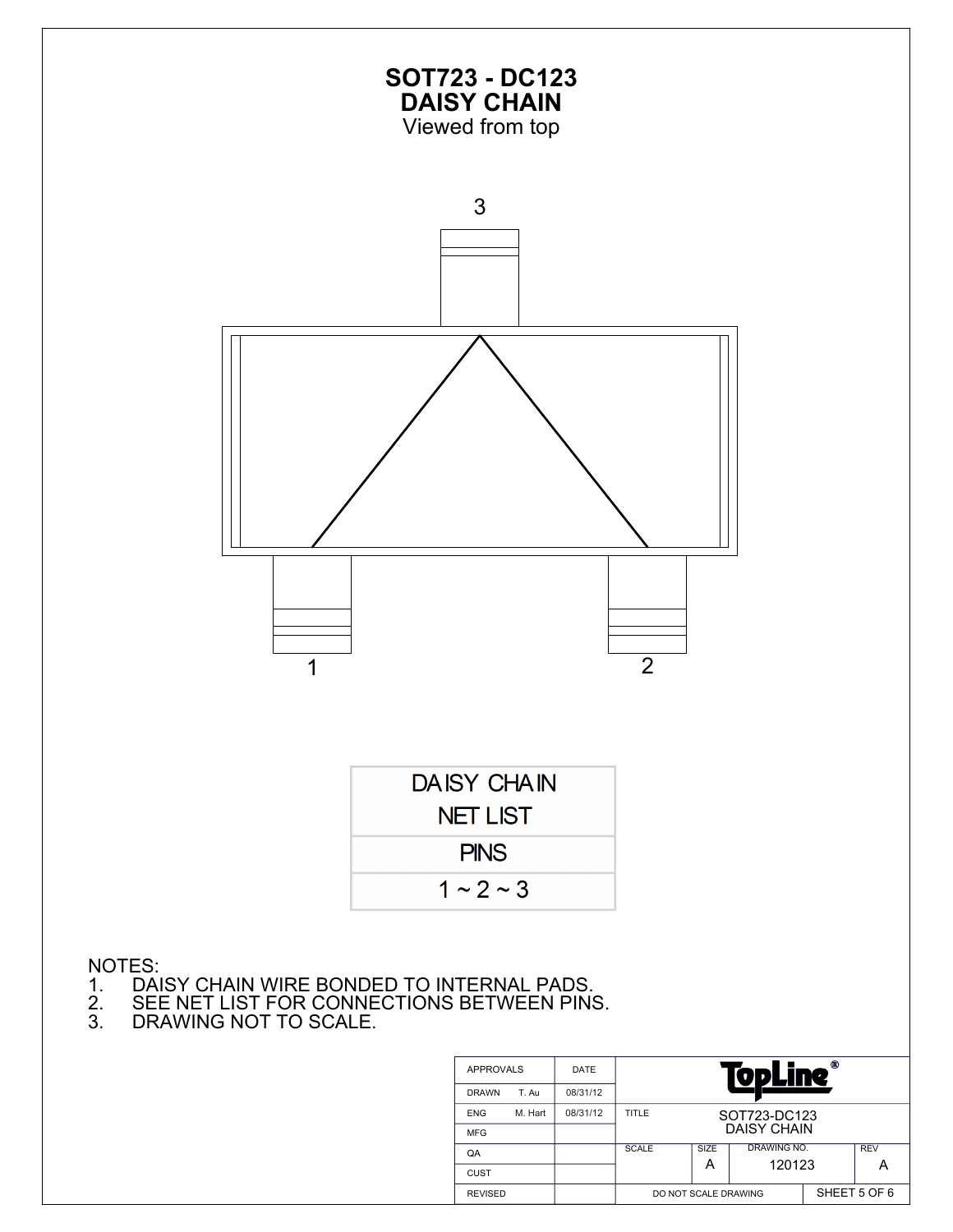# SOT723 - DC123
## DAISY CHAIN
Viewed from top

3

1

2

| DAISY CHAIN NET LIST |
|---|
| PINS |
| 1 ~ 2 ~ 3 |

NOTES:
1. DAISY CHAIN WIRE BONDED TO INTERNAL PADS.
2. SEE NET LIST FOR CONNECTIONS BETWEEN PINS.
3. DRAWING NOT TO SCALE.

| APPROVALS | | DATE | TopLine® | | | |
|---|---|---|---|---|---|---|
| DRAWN | T. Au | 08/31/12 | | | | |
| ENG | M. Hart | 08/31/12 | TITLE | SOT723-DC123 DAISY CHAIN | | |
| MFG | | | | | | |
| QA | | | SCALE | SIZE A | DRAWING NO. 120123 | REV A |
| CUST | | | | | | |
| REVISED | | | DO NOT SCALE DRAWING | | SHEET 5 OF 6 | |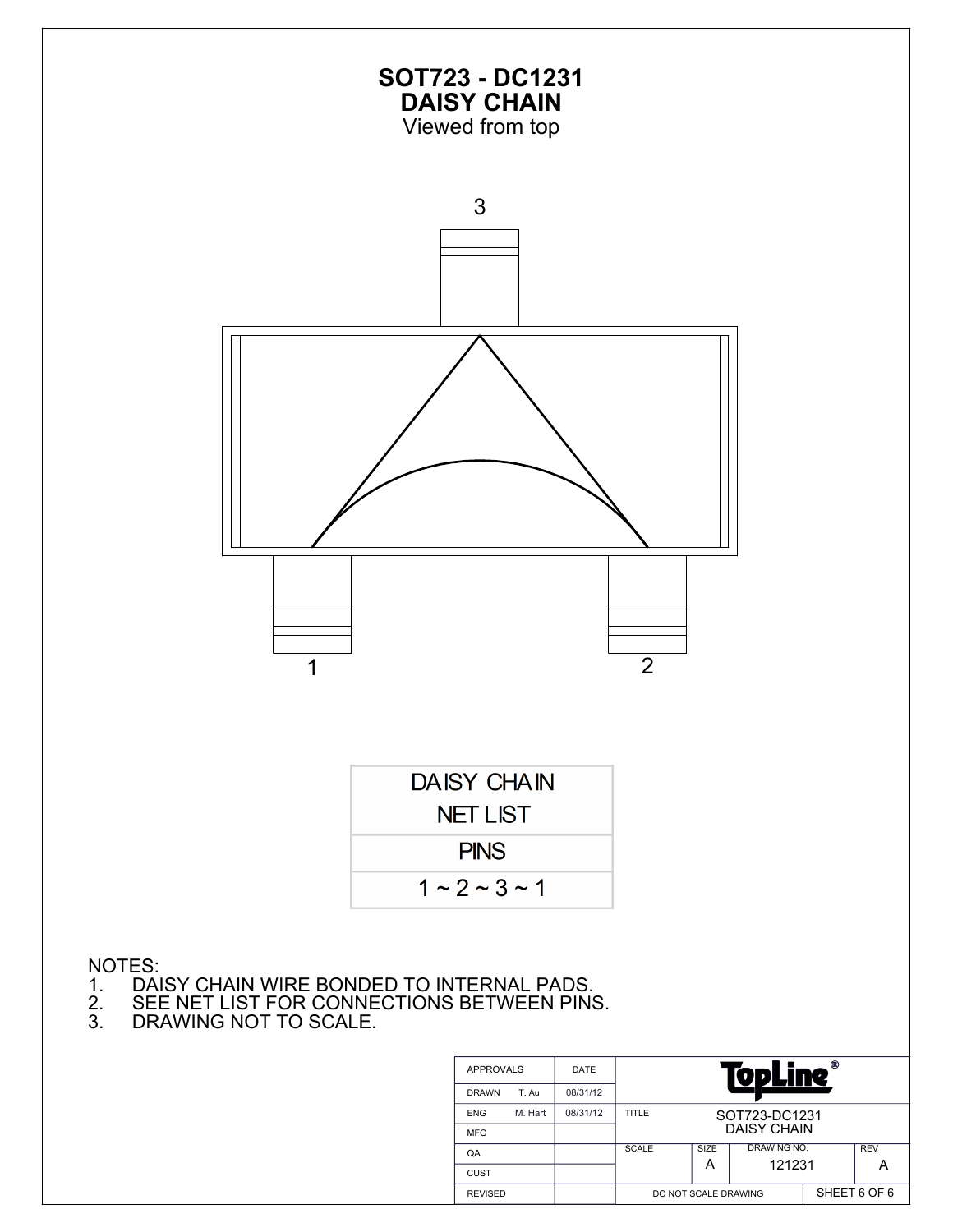# SOT723 - DC1231
## DAISY CHAIN
Viewed from top

3

1

2

| DAISY CHAIN NET LIST |
|---|
| PINS |
| 1 ~ 2 ~ 3 ~ 1 |

NOTES:
1. DAISY CHAIN WIRE BONDED TO INTERNAL PADS.
2. SEE NET LIST FOR CONNECTIONS BETWEEN PINS.
3. DRAWING NOT TO SCALE.

| APPROVALS | | DATE | | | | |
|---|---|---|---|---|---|---|
| DRAWN | T. Au | 08/31/12 | TopLine® | | | |
| ENG | M. Hart | 08/31/12 | TITLE | SOT723-DC1231 DAISY CHAIN | | |
| MFG | | | | | | |
| QA | | | SCALE | SIZE A | DRAWING NO. 121231 | REV A |
| CUST | | | | | | |
| REVISED | | | DO NOT SCALE DRAWING | | SHEET 6 OF 6 | |